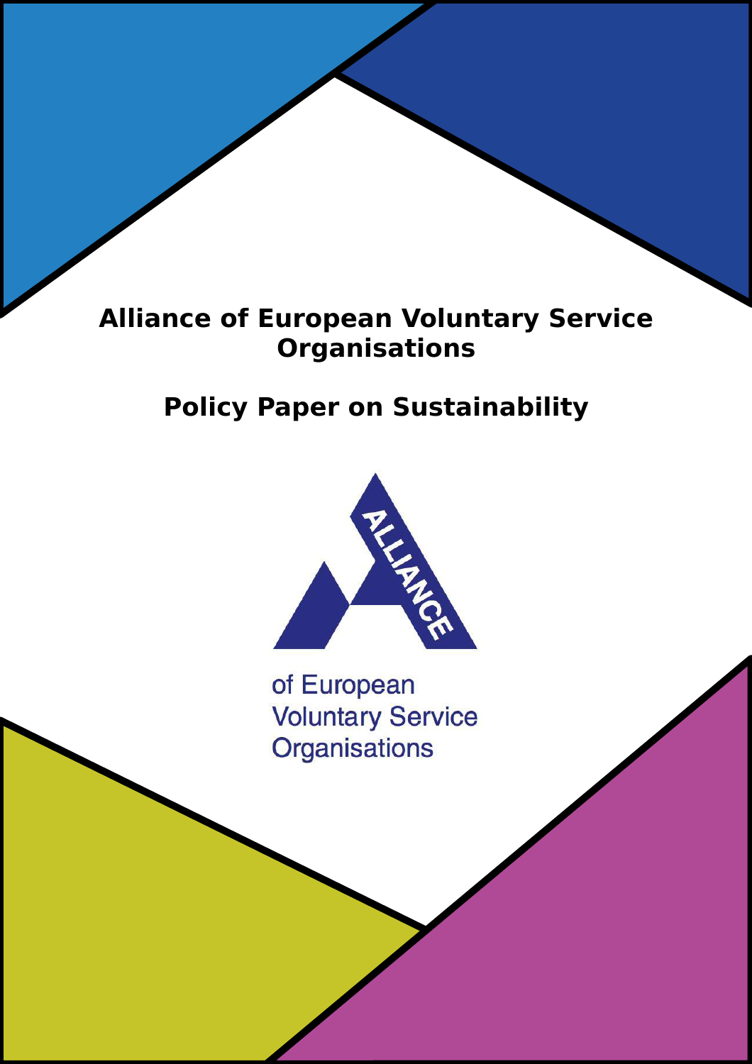# Alliance of European Voluntary Service Organisations

## Policy Paper on Sustainability

ALLIANCE

of European Voluntary Service Organisations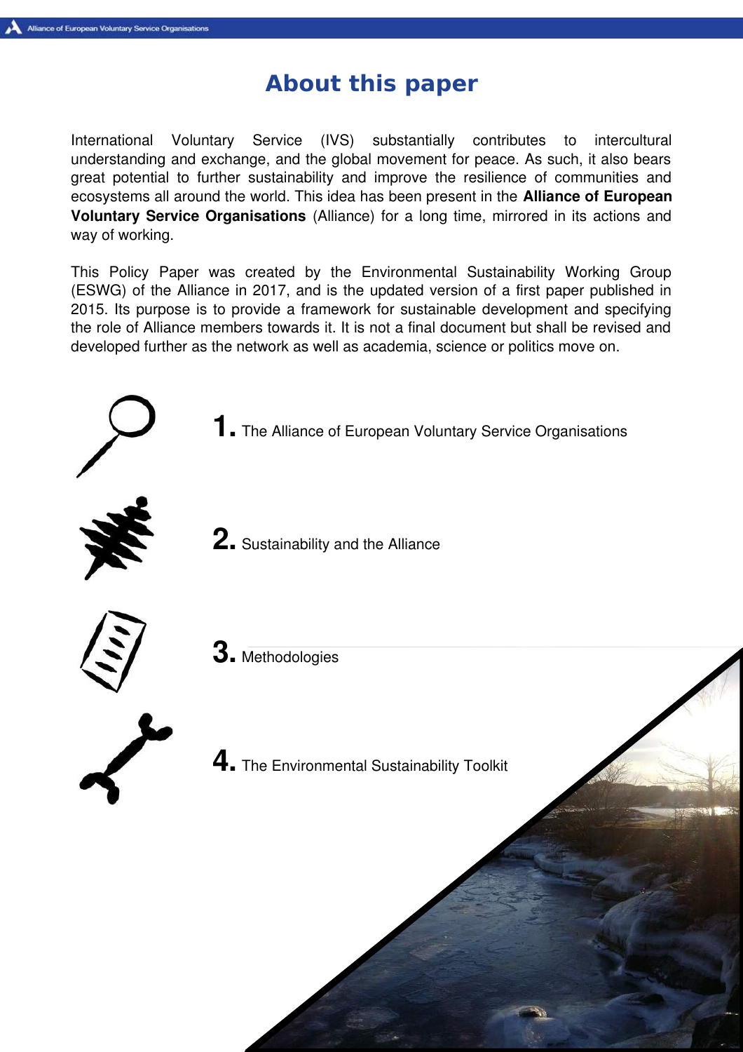# About this paper

International Voluntary Service (IVS) substantially contributes to intercultural understanding and exchange, and the global movement for peace. As such, it also bears great potential to further sustainability and improve the resilience of communities and ecosystems all around the world. This idea has been present in the **Alliance of European Voluntary Service Organisations** (Alliance) for a long time, mirrored in its actions and way of working.

This Policy Paper was created by the Environmental Sustainability Working Group (ESWG) of the Alliance in 2017, and is the updated version of a first paper published in 2015. Its purpose is to provide a framework for sustainable development and specifying the role of Alliance members towards it. It is not a final document but shall be revised and developed further as the network as well as academia, science or politics move on.

**1.** The Alliance of European Voluntary Service Organisations

**2.** Sustainability and the Alliance

**3.** Methodologies

**4.** The Environmental Sustainability Toolkit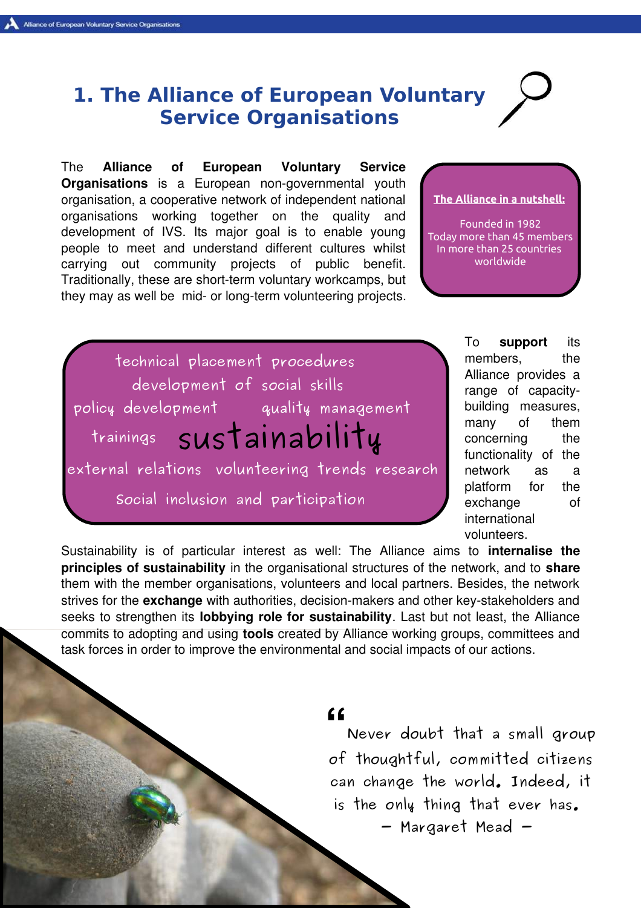# 1. The Alliance of European Voluntary Service Organisations

The **Alliance of European Voluntary Service Organisations** is a European non-governmental youth organisation, a cooperative network of independent national organisations working together on the quality and development of IVS. Its major goal is to enable young people to meet and understand different cultures whilst carrying out community projects of public benefit. Traditionally, these are short-term voluntary workcamps, but they may as well be mid- or long-term volunteering projects.

**The Alliance in a nutshell:**

Founded in 1982
Today more than 45 members
In more than 25 countries worldwide

technical placement procedures
development of social skills
policy development
quality management
trainings
sustainability
external relations
volunteering trends research
Social inclusion and participation

To **support** its members, the Alliance provides a range of capacity-building measures, many of them concerning the functionality of the network as a platform for the exchange of international volunteers.

Sustainability is of particular interest as well: The Alliance aims to **internalise the principles of sustainability** in the organisational structures of the network, and to **share** them with the member organisations, volunteers and local partners. Besides, the network strives for the **exchange** with authorities, decision-makers and other key-stakeholders and seeks to strengthen its **lobbying role for sustainability**. Last but not least, the Alliance commits to adopting and using **tools** created by Alliance working groups, committees and task forces in order to improve the environmental and social impacts of our actions.

> "Never doubt that a small group of thoughtful, committed citizens can change the world. Indeed, it is the only thing that ever has.
> – Margaret Mead –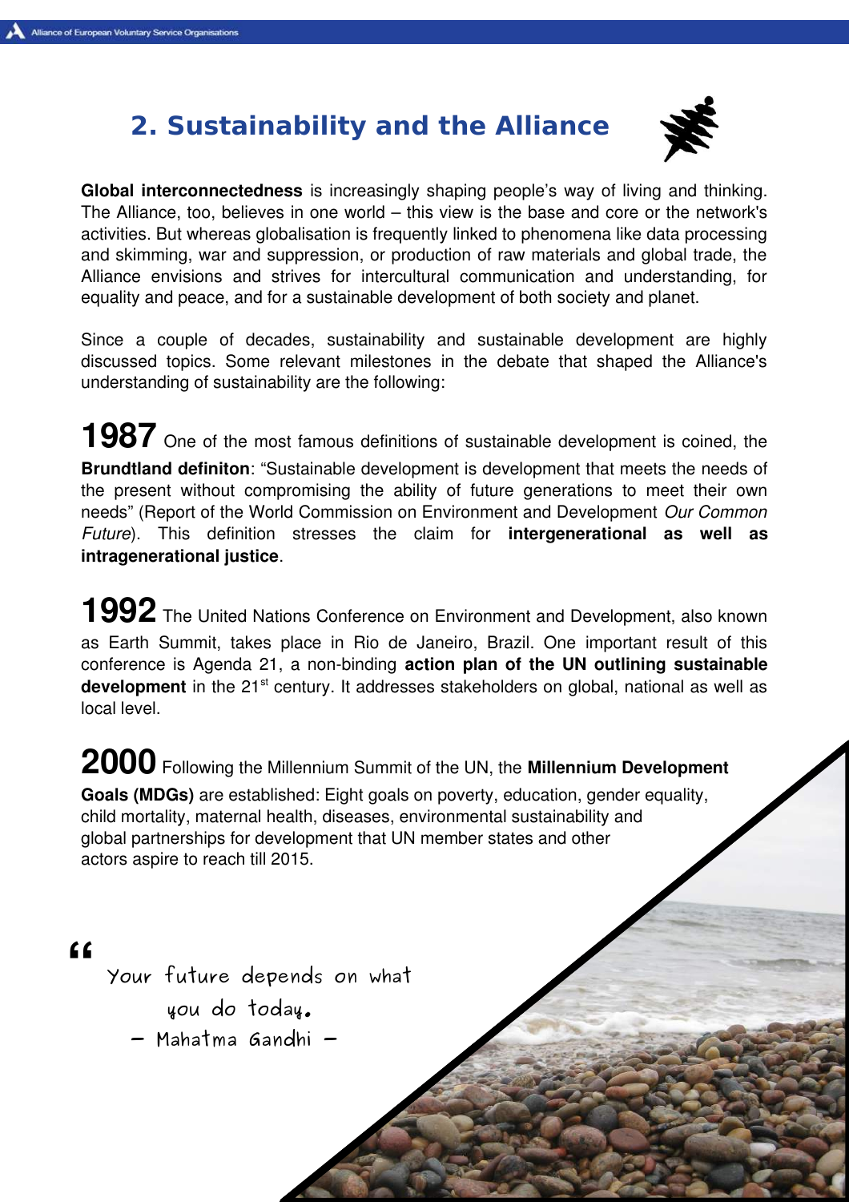## 2. Sustainability and the Alliance

**Global interconnectedness** is increasingly shaping people's way of living and thinking. The Alliance, too, believes in one world – this view is the base and core or the network's activities. But whereas globalisation is frequently linked to phenomena like data processing and skimming, war and suppression, or production of raw materials and global trade, the Alliance envisions and strives for intercultural communication and understanding, for equality and peace, and for a sustainable development of both society and planet.

Since a couple of decades, sustainability and sustainable development are highly discussed topics. Some relevant milestones in the debate that shaped the Alliance's understanding of sustainability are the following:

**1987** One of the most famous definitions of sustainable development is coined, the **Brundtland definiton**: "Sustainable development is development that meets the needs of the present without compromising the ability of future generations to meet their own needs" (Report of the World Commission on Environment and Development *Our Common Future*). This definition stresses the claim for **intergenerational as well as intragenerational justice**.

**1992** The United Nations Conference on Environment and Development, also known as Earth Summit, takes place in Rio de Janeiro, Brazil. One important result of this conference is Agenda 21, a non-binding **action plan of the UN outlining sustainable development** in the 21st century. It addresses stakeholders on global, national as well as local level.

**2000** Following the Millennium Summit of the UN, the **Millennium Development Goals (MDGs)** are established: Eight goals on poverty, education, gender equality, child mortality, maternal health, diseases, environmental sustainability and global partnerships for development that UN member states and other actors aspire to reach till 2015.

"Your future depends on what you do today.
– Mahatma Gandhi –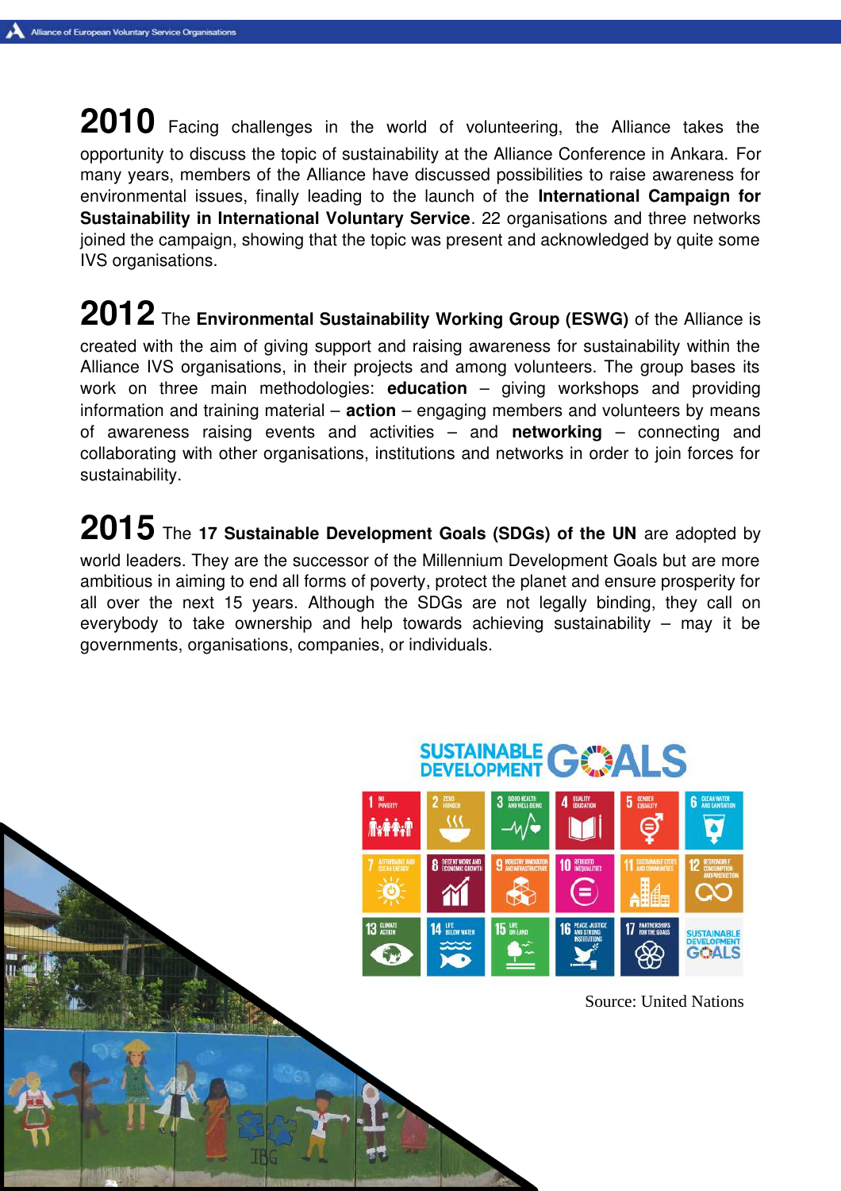**2010** Facing challenges in the world of volunteering, the Alliance takes the opportunity to discuss the topic of sustainability at the Alliance Conference in Ankara. For many years, members of the Alliance have discussed possibilities to raise awareness for environmental issues, finally leading to the launch of the **International Campaign for Sustainability in International Voluntary Service**. 22 organisations and three networks joined the campaign, showing that the topic was present and acknowledged by quite some IVS organisations.

**2012** The **Environmental Sustainability Working Group (ESWG)** of the Alliance is created with the aim of giving support and raising awareness for sustainability within the Alliance IVS organisations, in their projects and among volunteers. The group bases its work on three main methodologies: **education** – giving workshops and providing information and training material – **action** – engaging members and volunteers by means of awareness raising events and activities – and **networking** – connecting and collaborating with other organisations, institutions and networks in order to join forces for sustainability.

**2015** The **17 Sustainable Development Goals (SDGs) of the UN** are adopted by world leaders. They are the successor of the Millennium Development Goals but are more ambitious in aiming to end all forms of poverty, protect the planet and ensure prosperity for all over the next 15 years. Although the SDGs are not legally binding, they call on everybody to take ownership and help towards achieving sustainability – may it be governments, organisations, companies, or individuals.

Source: United Nations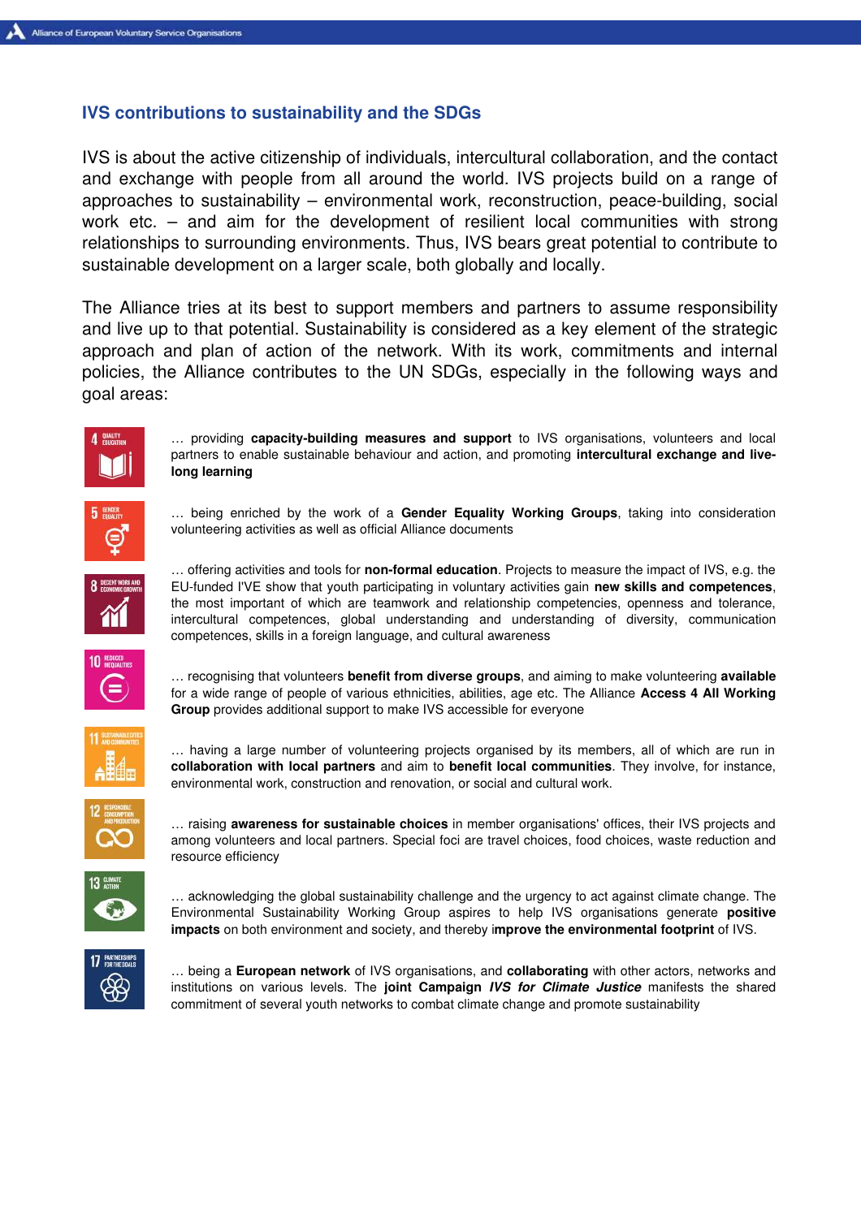## IVS contributions to sustainability and the SDGs

IVS is about the active citizenship of individuals, intercultural collaboration, and the contact and exchange with people from all around the world. IVS projects build on a range of approaches to sustainability – environmental work, reconstruction, peace-building, social work etc. – and aim for the development of resilient local communities with strong relationships to surrounding environments. Thus, IVS bears great potential to contribute to sustainable development on a larger scale, both globally and locally.

The Alliance tries at its best to support members and partners to assume responsibility and live up to that potential. Sustainability is considered as a key element of the strategic approach and plan of action of the network. With its work, commitments and internal policies, the Alliance contributes to the UN SDGs, especially in the following ways and goal areas:

4 QUALITY EDUCATION

… providing **capacity-building measures and support** to IVS organisations, volunteers and local partners to enable sustainable behaviour and action, and promoting **intercultural exchange and live-long learning**

5 GENDER EQUALITY

… being enriched by the work of a **Gender Equality Working Groups**, taking into consideration volunteering activities as well as official Alliance documents

8 DECENT WORK AND ECONOMIC GROWTH

… offering activities and tools for **non-formal education**. Projects to measure the impact of IVS, e.g. the EU-funded I'VE show that youth participating in voluntary activities gain **new skills and competences**, the most important of which are teamwork and relationship competencies, openness and tolerance, intercultural competences, global understanding and understanding of diversity, communication competences, skills in a foreign language, and cultural awareness

10 REDUCED INEQUALITIES

… recognising that volunteers **benefit from diverse groups**, and aiming to make volunteering **available** for a wide range of people of various ethnicities, abilities, age etc. The Alliance **Access 4 All Working Group** provides additional support to make IVS accessible for everyone

11 SUSTAINABLE CITIES AND COMMUNITIES

… having a large number of volunteering projects organised by its members, all of which are run in **collaboration with local partners** and aim to **benefit local communities**. They involve, for instance, environmental work, construction and renovation, or social and cultural work.

12 RESPONSIBLE CONSUMPTION AND PRODUCTION

… raising **awareness for sustainable choices** in member organisations' offices, their IVS projects and among volunteers and local partners. Special foci are travel choices, food choices, waste reduction and resource efficiency

13 CLIMATE ACTION

… acknowledging the global sustainability challenge and the urgency to act against climate change. The Environmental Sustainability Working Group aspires to help IVS organisations generate **positive impacts** on both environment and society, and thereby i**mprove the environmental footprint** of IVS.

17 PARTNERSHIPS FOR THE GOALS

… being a **European network** of IVS organisations, and **collaborating** with other actors, networks and institutions on various levels. The **joint Campaign *IVS for Climate Justice*** manifests the shared commitment of several youth networks to combat climate change and promote sustainability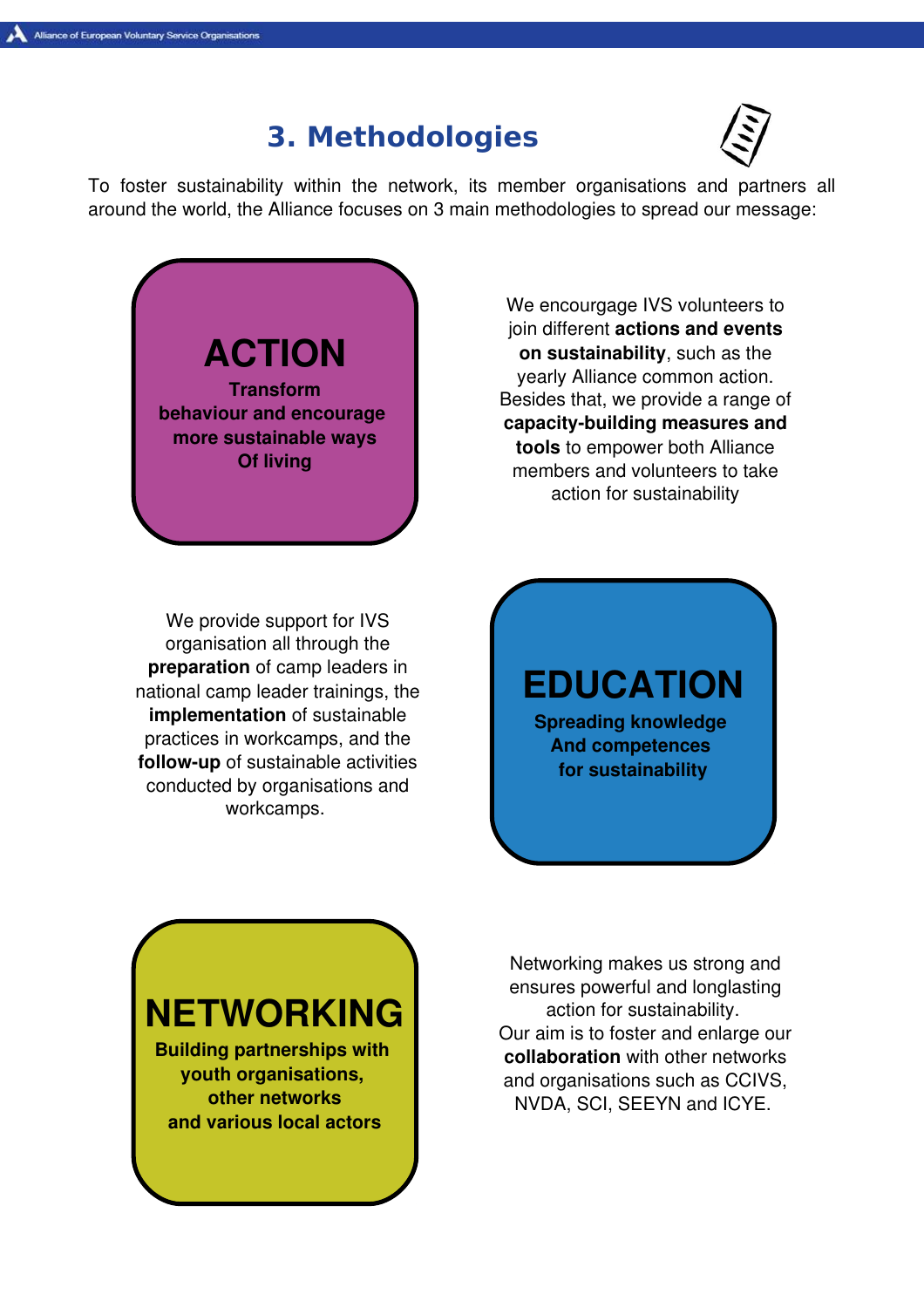## 3. Methodologies

To foster sustainability within the network, its member organisations and partners all around the world, the Alliance focuses on 3 main methodologies to spread our message:

### ACTION

**Transform behaviour and encourage more sustainable ways Of living**

We encourgage IVS volunteers to join different **actions and events on sustainability**, such as the yearly Alliance common action. Besides that, we provide a range of **capacity-building measures and tools** to empower both Alliance members and volunteers to take action for sustainability

### EDUCATION

**Spreading knowledge And competences for sustainability**

We provide support for IVS organisation all through the **preparation** of camp leaders in national camp leader trainings, the **implementation** of sustainable practices in workcamps, and the **follow-up** of sustainable activities conducted by organisations and workcamps.

### NETWORKING

**Building partnerships with youth organisations, other networks and various local actors**

Networking makes us strong and ensures powerful and longlasting action for sustainability.
Our aim is to foster and enlarge our **collaboration** with other networks and organisations such as CCIVS, NVDA, SCI, SEEYN and ICYE.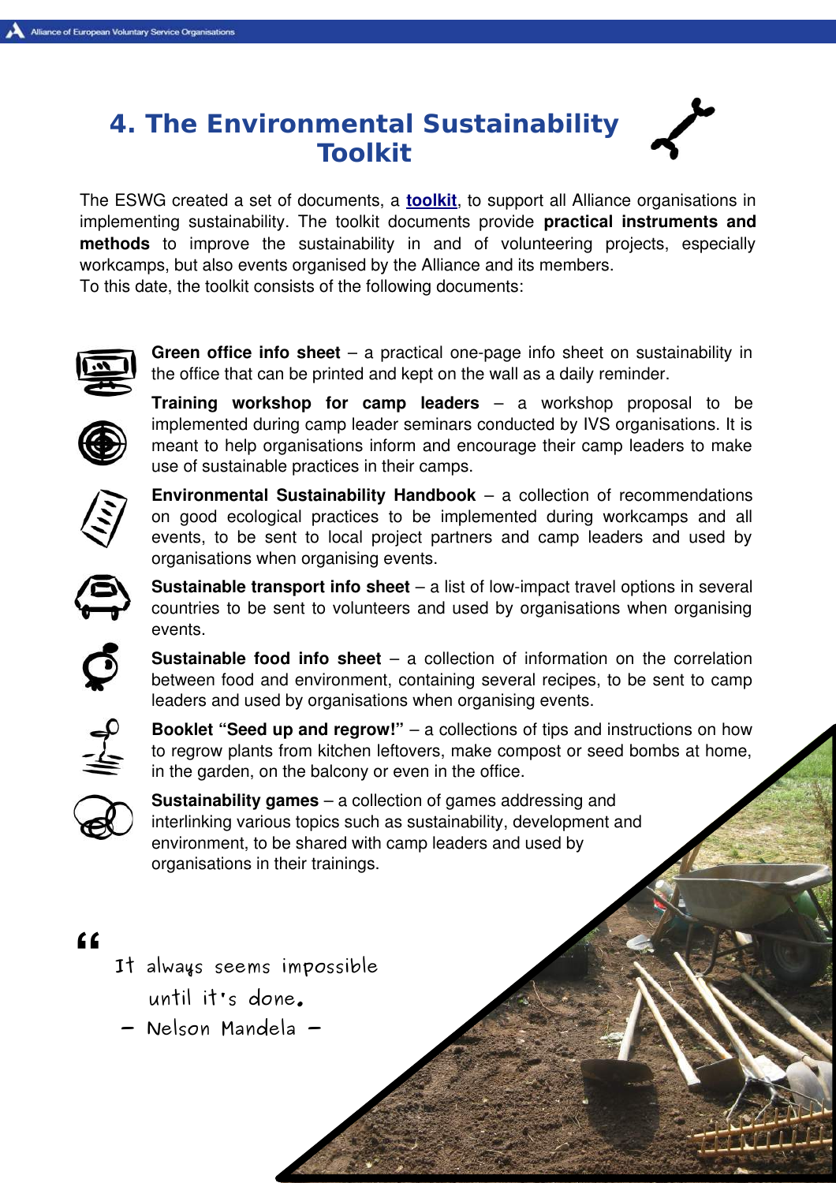# 4. The Environmental Sustainability Toolkit

The ESWG created a set of documents, a **toolkit**, to support all Alliance organisations in implementing sustainability. The toolkit documents provide **practical instruments and methods** to improve the sustainability in and of volunteering projects, especially workcamps, but also events organised by the Alliance and its members.
To this date, the toolkit consists of the following documents:

**Green office info sheet** – a practical one-page info sheet on sustainability in the office that can be printed and kept on the wall as a daily reminder.

**Training workshop for camp leaders** – a workshop proposal to be implemented during camp leader seminars conducted by IVS organisations. It is meant to help organisations inform and encourage their camp leaders to make use of sustainable practices in their camps.

**Environmental Sustainability Handbook** – a collection of recommendations on good ecological practices to be implemented during workcamps and all events, to be sent to local project partners and camp leaders and used by organisations when organising events.

**Sustainable transport info sheet** – a list of low-impact travel options in several countries to be sent to volunteers and used by organisations when organising events.

**Sustainable food info sheet** – a collection of information on the correlation between food and environment, containing several recipes, to be sent to camp leaders and used by organisations when organising events.

**Booklet "Seed up and regrow!"** – a collections of tips and instructions on how to regrow plants from kitchen leftovers, make compost or seed bombs at home, in the garden, on the balcony or even in the office.

**Sustainability games** – a collection of games addressing and interlinking various topics such as sustainability, development and environment, to be shared with camp leaders and used by organisations in their trainings.

> "It always seems impossible until it's done.
> – Nelson Mandela –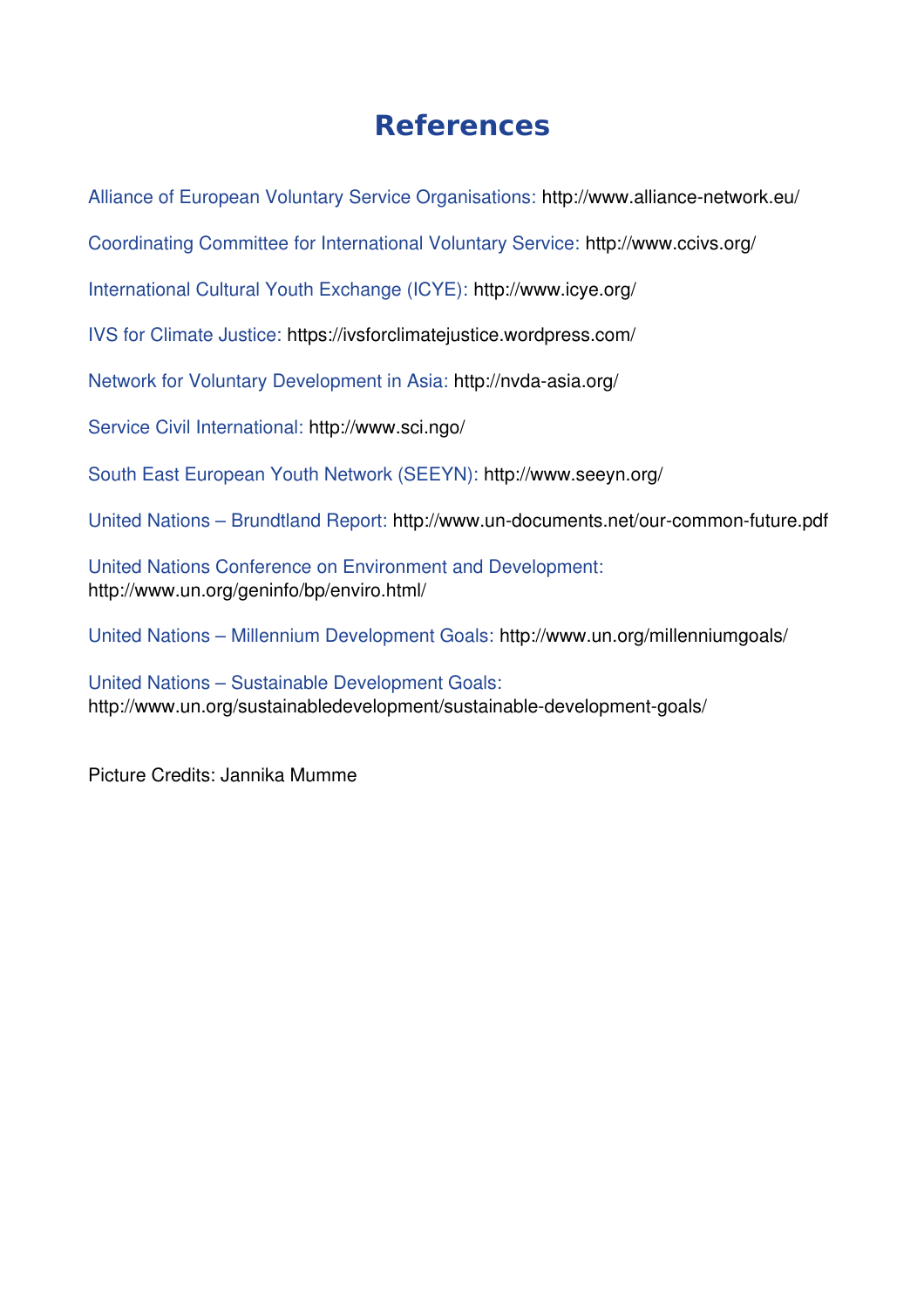# References

Alliance of European Voluntary Service Organisations: http://www.alliance-network.eu/

Coordinating Committee for International Voluntary Service: http://www.ccivs.org/

International Cultural Youth Exchange (ICYE): http://www.icye.org/

IVS for Climate Justice: https://ivsforclimatejustice.wordpress.com/

Network for Voluntary Development in Asia: http://nvda-asia.org/

Service Civil International: http://www.sci.ngo/

South East European Youth Network (SEEYN): http://www.seeyn.org/

United Nations – Brundtland Report: http://www.un-documents.net/our-common-future.pdf

United Nations Conference on Environment and Development: http://www.un.org/geninfo/bp/enviro.html/

United Nations – Millennium Development Goals: http://www.un.org/millenniumgoals/

United Nations – Sustainable Development Goals: http://www.un.org/sustainabledevelopment/sustainable-development-goals/

Picture Credits: Jannika Mumme